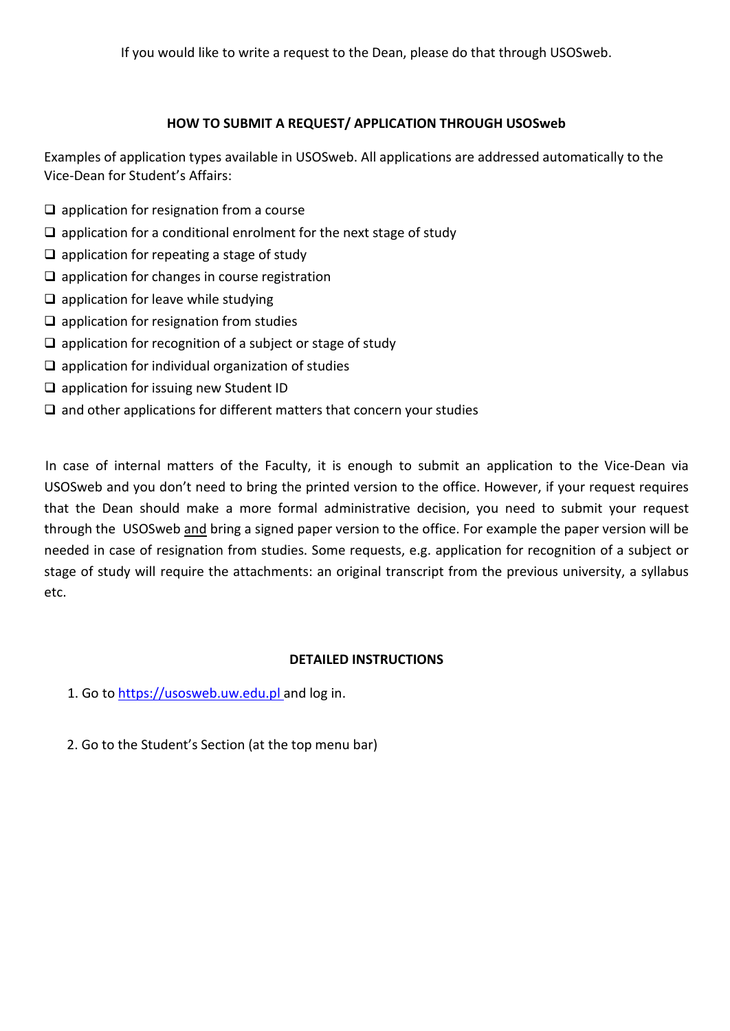If you would like to write a request to the Dean, please do that through USOSweb.

## HOW TO SUBMIT A REQUEST/ APPLICATION THROUGH USOSweb

Examples of application types available in USOSweb. All applications are addressed automatically to the Vice-Dean for Student's Affairs:

- application for resignation from a course
- application for a conditional enrolment for the next stage of study
- application for repeating a stage of study
- application for changes in course registration
- application for leave while studying
- application for resignation from studies
- application for recognition of a subject or stage of study
- application for individual organization of studies
- application for issuing new Student ID
- and other applications for different matters that concern your studies

In case of internal matters of the Faculty, it is enough to submit an application to the Vice-Dean via USOSweb and you don't need to bring the printed version to the office. However, if your request requires that the Dean should make a more formal administrative decision, you need to submit your request through the USOSweb and bring a signed paper version to the office. For example the paper version will be needed in case of resignation from studies. Some requests, e.g. application for recognition of a subject or stage of study will require the attachments: an original transcript from the previous university, a syllabus etc.

## DETAILED INSTRUCTIONS

1. Go to https://usosweb.uw.edu.pl and log in.

2. Go to the Student's Section (at the top menu bar)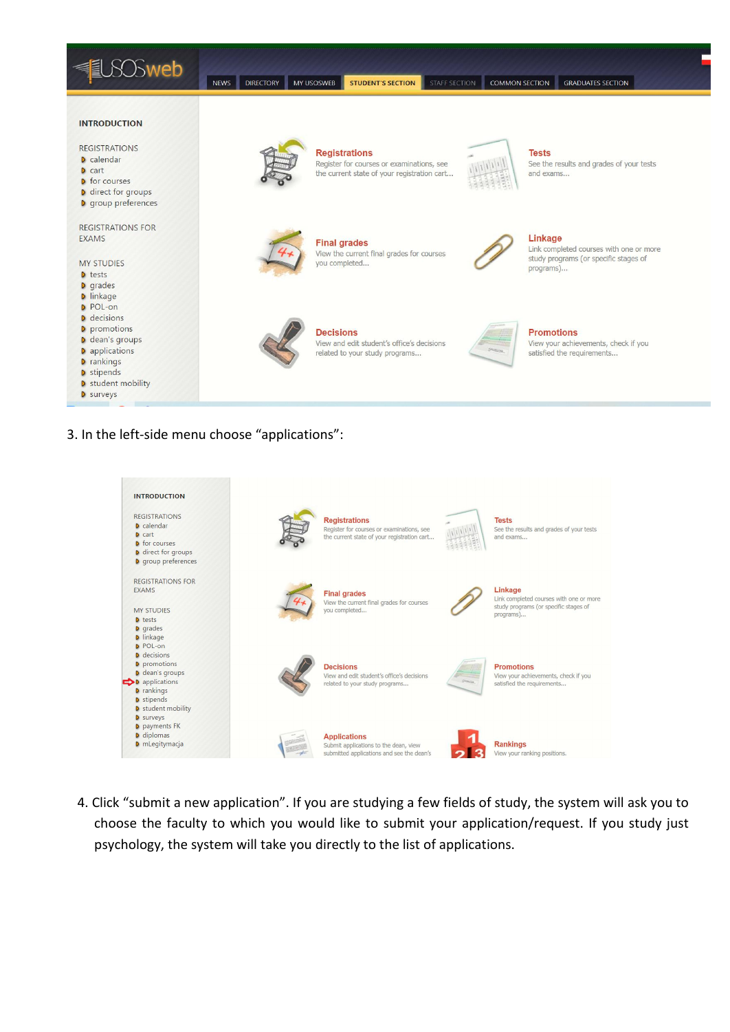3. In the left-side menu choose “applications”:

4. Click “submit a new application”. If you are studying a few fields of study, the system will ask you to choose the faculty to which you would like to submit your application/request. If you study just psychology, the system will take you directly to the list of applications.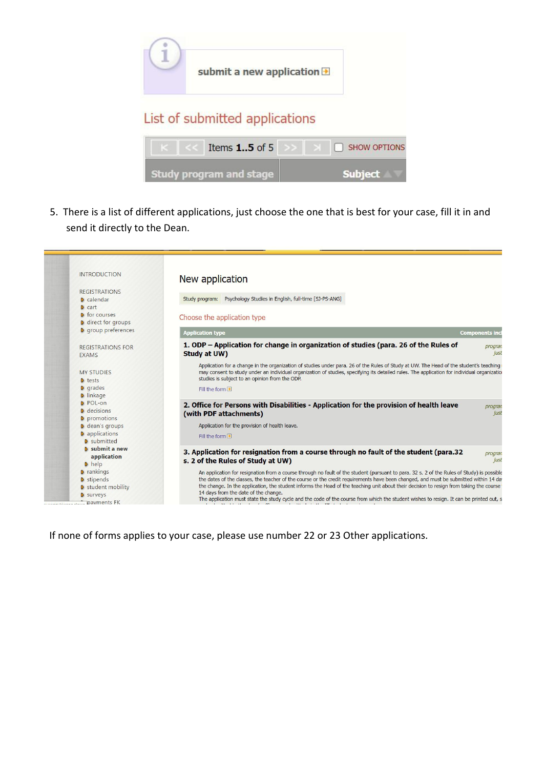submit a new application

List of submitted applications

Items 1..5 of 5 SHOW OPTIONS

Study program and stage | Subject

5. There is a list of different applications, just choose the one that is best for your case, fill it in and send it directly to the Dean.

New application

Study program: Psychology Studies in English, full-time [SJ-PS-ANG]

Choose the application type

**1. ODP – Application for change in organization of studies (para. 26 of the Rules of Study at UW)**

Application for a change in the organization of studies under para. 26 of the Rules of Study at UW. The Head of the student's teaching may consent to study under an individual organization of studies, specifying its detailed rules. The application for individual organizatio studies is subject to an opinion from the ODP.

Fill the form

**2. Office for Persons with Disabilities - Application for the provision of health leave (with PDF attachments)**

Application for the provision of health leave.

Fill the form

**3. Application for resignation from a course through no fault of the student (para.32 s. 2 of the Rules of Study at UW)**

An application for resignation from a course through no fault of the student (pursuant to para. 32 s. 2 of the Rules of Study) is possible the dates of the classes, the teacher of the course or the credit requirements have been changed, and must be submitted within 14 da the change. In the application, the student informs the Head of the teaching unit about their decision to resign from taking the course 14 days from the date of the change.

The application must state the study cycle and the code of the course from which the student wishes to resign. It can be printed out, s

If none of forms applies to your case, please use number 22 or 23 Other applications.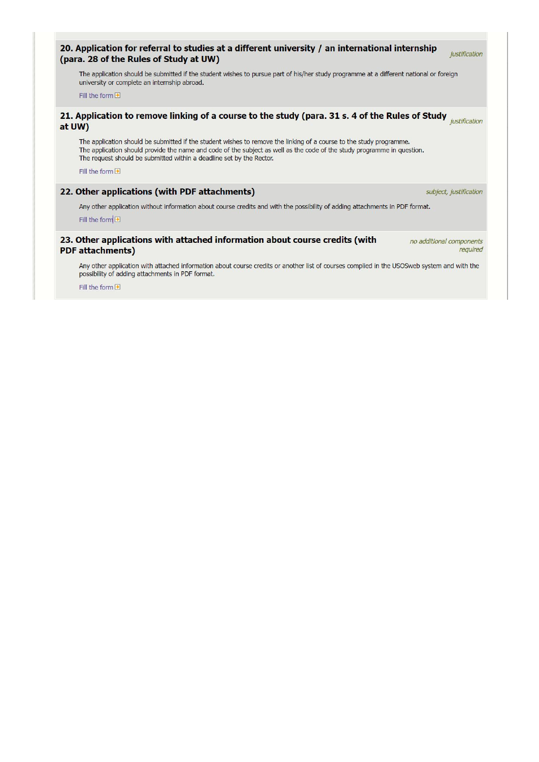### 20. Application for referral to studies at a different university / an international internship (para. 28 of the Rules of Study at UW)

*justification*

The application should be submitted if the student wishes to pursue part of his/her study programme at a different national or foreign university or complete an internship abroad.

Fill the form

### 21. Application to remove linking of a course to the study (para. 31 s. 4 of the Rules of Study at UW)

*justification*

The application should be submitted if the student wishes to remove the linking of a course to the study programme.
The application should provide the name and code of the subject as well as the code of the study programme in question.
The request should be submitted within a deadline set by the Rector.

Fill the form

### 22. Other applications (with PDF attachments)

*subject, justification*

Any other application without information about course credits and with the possibility of adding attachments in PDF format.

Fill the form

### 23. Other applications with attached information about course credits (with PDF attachments)

*no additional components required*

Any other application with attached information about course credits or another list of courses complied in the USOSweb system and with the possibility of adding attachments in PDF format.

Fill the form